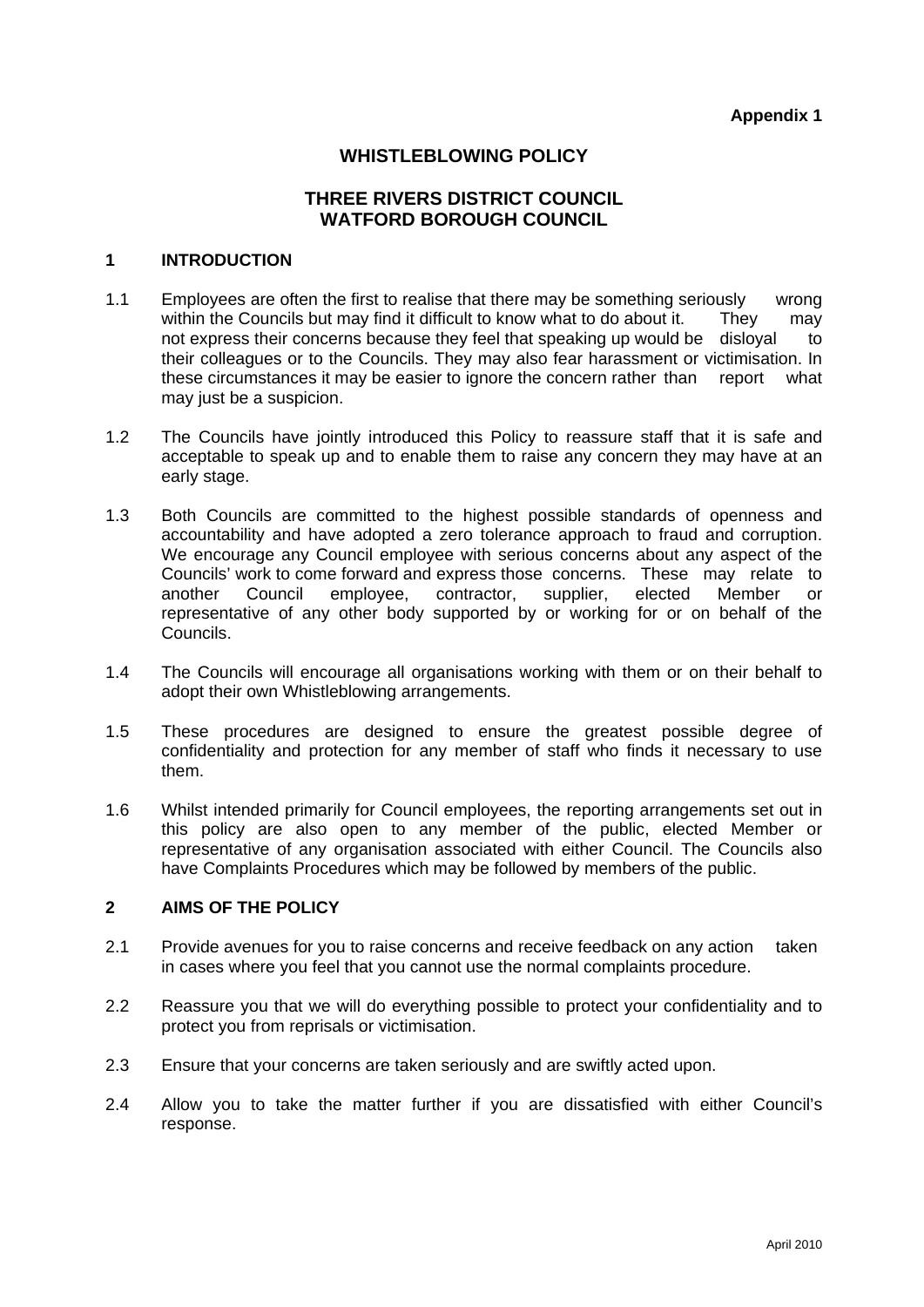**Appendix 1**

# WHISTLEBLOWING POLICY

## THREE RIVERS DISTRICT COUNCIL
## WATFORD BOROUGH COUNCIL

### 1 INTRODUCTION

1.1 Employees are often the first to realise that there may be something seriously wrong within the Councils but may find it difficult to know what to do about it. They may not express their concerns because they feel that speaking up would be disloyal to their colleagues or to the Councils. They may also fear harassment or victimisation. In these circumstances it may be easier to ignore the concern rather than report what may just be a suspicion.

1.2 The Councils have jointly introduced this Policy to reassure staff that it is safe and acceptable to speak up and to enable them to raise any concern they may have at an early stage.

1.3 Both Councils are committed to the highest possible standards of openness and accountability and have adopted a zero tolerance approach to fraud and corruption. We encourage any Council employee with serious concerns about any aspect of the Councils' work to come forward and express those concerns. These may relate to another Council employee, contractor, supplier, elected Member or representative of any other body supported by or working for or on behalf of the Councils.

1.4 The Councils will encourage all organisations working with them or on their behalf to adopt their own Whistleblowing arrangements.

1.5 These procedures are designed to ensure the greatest possible degree of confidentiality and protection for any member of staff who finds it necessary to use them.

1.6 Whilst intended primarily for Council employees, the reporting arrangements set out in this policy are also open to any member of the public, elected Member or representative of any organisation associated with either Council. The Councils also have Complaints Procedures which may be followed by members of the public.

### 2 AIMS OF THE POLICY

2.1 Provide avenues for you to raise concerns and receive feedback on any action taken in cases where you feel that you cannot use the normal complaints procedure.

2.2 Reassure you that we will do everything possible to protect your confidentiality and to protect you from reprisals or victimisation.

2.3 Ensure that your concerns are taken seriously and are swiftly acted upon.

2.4 Allow you to take the matter further if you are dissatisfied with either Council's response.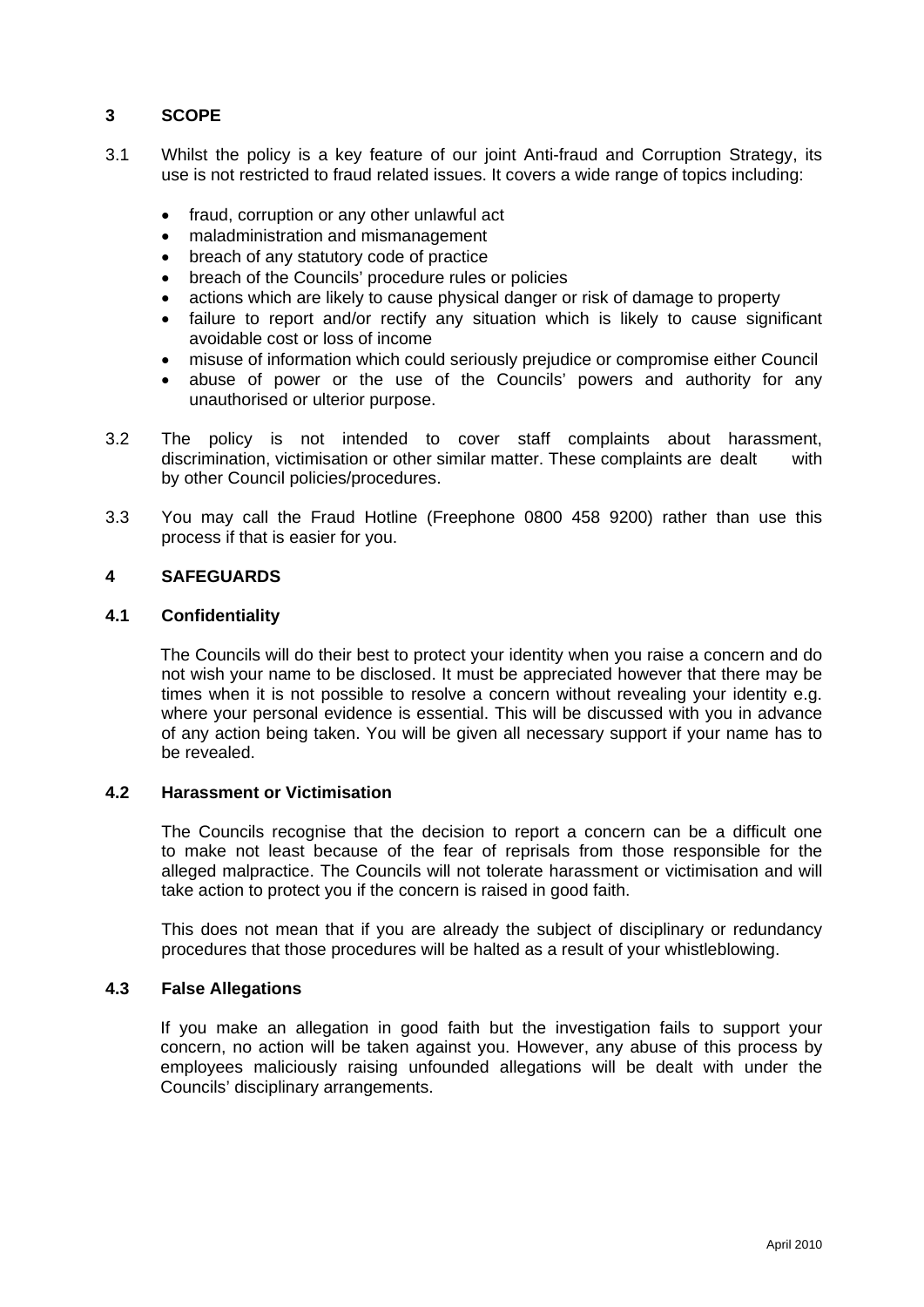## 3 SCOPE

3.1 Whilst the policy is a key feature of our joint Anti-fraud and Corruption Strategy, its use is not restricted to fraud related issues. It covers a wide range of topics including:

- fraud, corruption or any other unlawful act
- maladministration and mismanagement
- breach of any statutory code of practice
- breach of the Councils' procedure rules or policies
- actions which are likely to cause physical danger or risk of damage to property
- failure to report and/or rectify any situation which is likely to cause significant avoidable cost or loss of income
- misuse of information which could seriously prejudice or compromise either Council
- abuse of power or the use of the Councils' powers and authority for any unauthorised or ulterior purpose.

3.2 The policy is not intended to cover staff complaints about harassment, discrimination, victimisation or other similar matter. These complaints are dealt with by other Council policies/procedures.

3.3 You may call the Fraud Hotline (Freephone 0800 458 9200) rather than use this process if that is easier for you.

## 4 SAFEGUARDS

### 4.1 Confidentiality

The Councils will do their best to protect your identity when you raise a concern and do not wish your name to be disclosed. It must be appreciated however that there may be times when it is not possible to resolve a concern without revealing your identity e.g. where your personal evidence is essential. This will be discussed with you in advance of any action being taken. You will be given all necessary support if your name has to be revealed.

### 4.2 Harassment or Victimisation

The Councils recognise that the decision to report a concern can be a difficult one to make not least because of the fear of reprisals from those responsible for the alleged malpractice. The Councils will not tolerate harassment or victimisation and will take action to protect you if the concern is raised in good faith.

This does not mean that if you are already the subject of disciplinary or redundancy procedures that those procedures will be halted as a result of your whistleblowing.

### 4.3 False Allegations

If you make an allegation in good faith but the investigation fails to support your concern, no action will be taken against you. However, any abuse of this process by employees maliciously raising unfounded allegations will be dealt with under the Councils' disciplinary arrangements.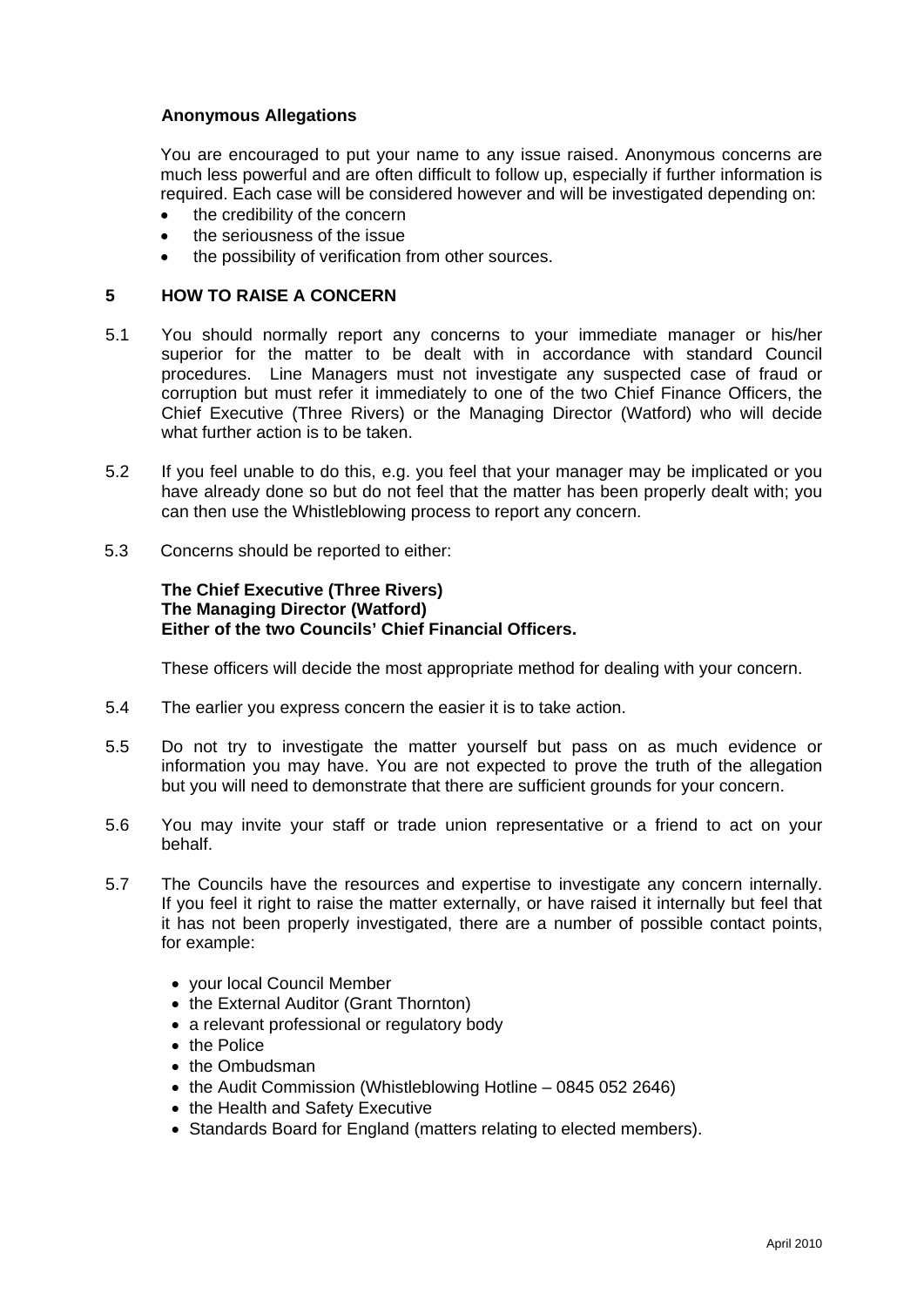### Anonymous Allegations

You are encouraged to put your name to any issue raised. Anonymous concerns are much less powerful and are often difficult to follow up, especially if further information is required. Each case will be considered however and will be investigated depending on:

- the credibility of the concern
- the seriousness of the issue
- the possibility of verification from other sources.

## 5 HOW TO RAISE A CONCERN

5.1 You should normally report any concerns to your immediate manager or his/her superior for the matter to be dealt with in accordance with standard Council procedures. Line Managers must not investigate any suspected case of fraud or corruption but must refer it immediately to one of the two Chief Finance Officers, the Chief Executive (Three Rivers) or the Managing Director (Watford) who will decide what further action is to be taken.

5.2 If you feel unable to do this, e.g. you feel that your manager may be implicated or you have already done so but do not feel that the matter has been properly dealt with; you can then use the Whistleblowing process to report any concern.

5.3 Concerns should be reported to either:

**The Chief Executive (Three Rivers)**
**The Managing Director (Watford)**
**Either of the two Councils' Chief Financial Officers.**

These officers will decide the most appropriate method for dealing with your concern.

5.4 The earlier you express concern the easier it is to take action.

5.5 Do not try to investigate the matter yourself but pass on as much evidence or information you may have. You are not expected to prove the truth of the allegation but you will need to demonstrate that there are sufficient grounds for your concern.

5.6 You may invite your staff or trade union representative or a friend to act on your behalf.

5.7 The Councils have the resources and expertise to investigate any concern internally. If you feel it right to raise the matter externally, or have raised it internally but feel that it has not been properly investigated, there are a number of possible contact points, for example:

- your local Council Member
- the External Auditor (Grant Thornton)
- a relevant professional or regulatory body
- the Police
- the Ombudsman
- the Audit Commission (Whistleblowing Hotline – 0845 052 2646)
- the Health and Safety Executive
- Standards Board for England (matters relating to elected members).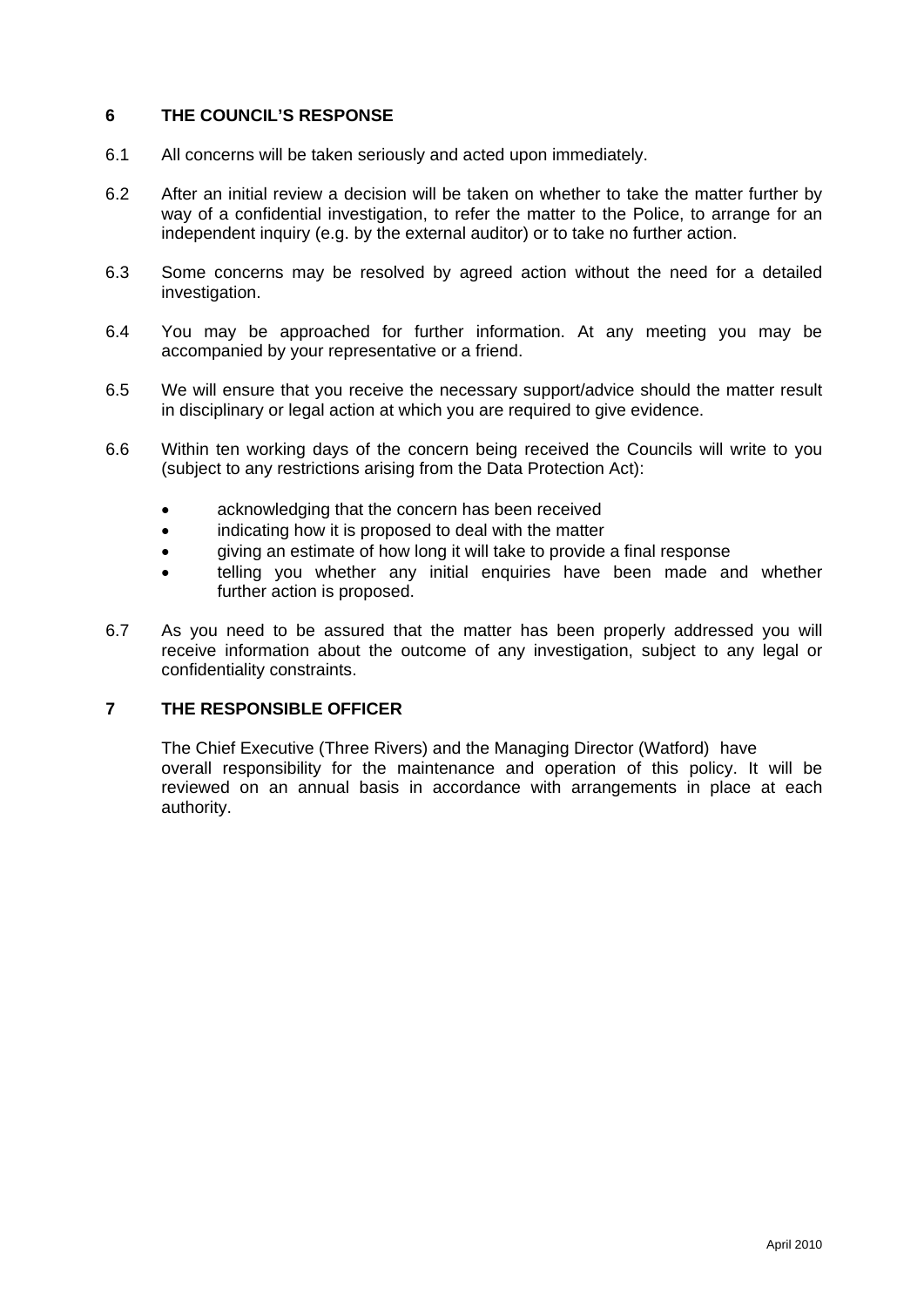## 6 THE COUNCIL'S RESPONSE

6.1 All concerns will be taken seriously and acted upon immediately.

6.2 After an initial review a decision will be taken on whether to take the matter further by way of a confidential investigation, to refer the matter to the Police, to arrange for an independent inquiry (e.g. by the external auditor) or to take no further action.

6.3 Some concerns may be resolved by agreed action without the need for a detailed investigation.

6.4 You may be approached for further information. At any meeting you may be accompanied by your representative or a friend.

6.5 We will ensure that you receive the necessary support/advice should the matter result in disciplinary or legal action at which you are required to give evidence.

6.6 Within ten working days of the concern being received the Councils will write to you (subject to any restrictions arising from the Data Protection Act):

- acknowledging that the concern has been received
- indicating how it is proposed to deal with the matter
- giving an estimate of how long it will take to provide a final response
- telling you whether any initial enquiries have been made and whether further action is proposed.

6.7 As you need to be assured that the matter has been properly addressed you will receive information about the outcome of any investigation, subject to any legal or confidentiality constraints.

## 7 THE RESPONSIBLE OFFICER

The Chief Executive (Three Rivers) and the Managing Director (Watford) have overall responsibility for the maintenance and operation of this policy. It will be reviewed on an annual basis in accordance with arrangements in place at each authority.

April 2010